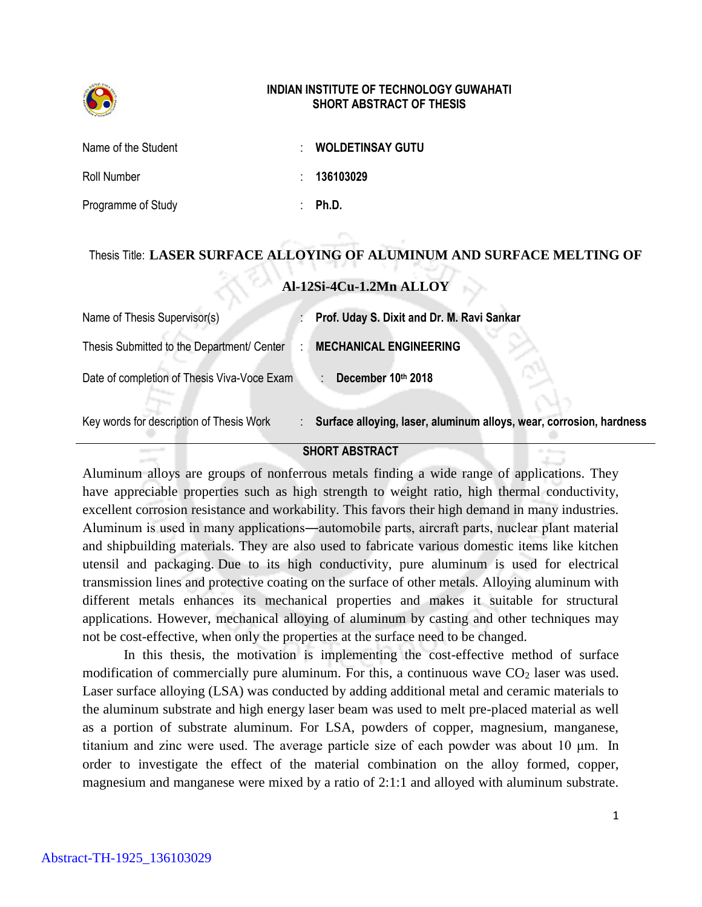**INDIAN INSTITUTE OF TECHNOLOGY GUWAHATI**
**SHORT ABSTRACT OF THESIS**

| | | |
|---|---|---|
| Name of the Student | : | **WOLDETINSAY GUTU** |
| Roll Number | : | **136103029** |
| Programme of Study | : | **Ph.D.** |

Thesis Title: **LASER SURFACE ALLOYING OF ALUMINUM AND SURFACE MELTING OF Al-12Si-4Cu-1.2Mn ALLOY**

| | | |
|---|---|---|
| Name of Thesis Supervisor(s) | : | **Prof. Uday S. Dixit and Dr. M. Ravi Sankar** |
| Thesis Submitted to the Department/ Center | : | **MECHANICAL ENGINEERING** |
| Date of completion of Thesis Viva-Voce Exam | : | **December 10th 2018** |
| Key words for description of Thesis Work | : | **Surface alloying, laser, aluminum alloys, wear, corrosion, hardness** |

## SHORT ABSTRACT

Aluminum alloys are groups of nonferrous metals finding a wide range of applications. They have appreciable properties such as high strength to weight ratio, high thermal conductivity, excellent corrosion resistance and workability. This favors their high demand in many industries. Aluminum is used in many applications—automobile parts, aircraft parts, nuclear plant material and shipbuilding materials. They are also used to fabricate various domestic items like kitchen utensil and packaging. Due to its high conductivity, pure aluminum is used for electrical transmission lines and protective coating on the surface of other metals. Alloying aluminum with different metals enhances its mechanical properties and makes it suitable for structural applications. However, mechanical alloying of aluminum by casting and other techniques may not be cost-effective, when only the properties at the surface need to be changed.

In this thesis, the motivation is implementing the cost-effective method of surface modification of commercially pure aluminum. For this, a continuous wave $CO_2$ laser was used. Laser surface alloying (LSA) was conducted by adding additional metal and ceramic materials to the aluminum substrate and high energy laser beam was used to melt pre-placed material as well as a portion of substrate aluminum. For LSA, powders of copper, magnesium, manganese, titanium and zinc were used. The average particle size of each powder was about 10 μm. In order to investigate the effect of the material combination on the alloy formed, copper, magnesium and manganese were mixed by a ratio of 2:1:1 and alloyed with aluminum substrate.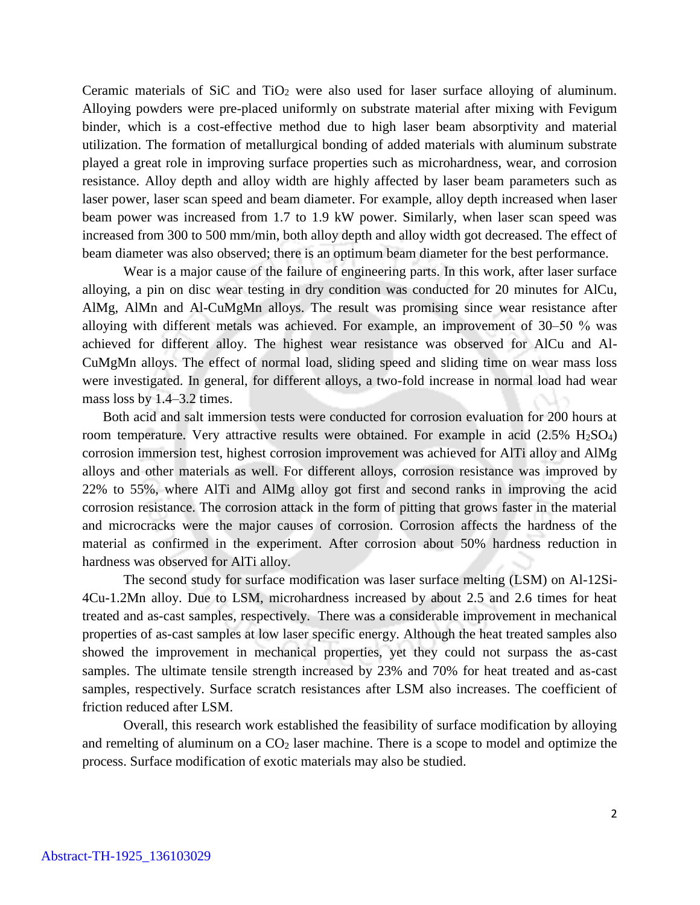Ceramic materials of SiC and $TiO_2$ were also used for laser surface alloying of aluminum. Alloying powders were pre-placed uniformly on substrate material after mixing with Fevigum binder, which is a cost-effective method due to high laser beam absorptivity and material utilization. The formation of metallurgical bonding of added materials with aluminum substrate played a great role in improving surface properties such as microhardness, wear, and corrosion resistance. Alloy depth and alloy width are highly affected by laser beam parameters such as laser power, laser scan speed and beam diameter. For example, alloy depth increased when laser beam power was increased from 1.7 to 1.9 kW power. Similarly, when laser scan speed was increased from 300 to 500 mm/min, both alloy depth and alloy width got decreased. The effect of beam diameter was also observed; there is an optimum beam diameter for the best performance.

Wear is a major cause of the failure of engineering parts. In this work, after laser surface alloying, a pin on disc wear testing in dry condition was conducted for 20 minutes for AlCu, AlMg, AlMn and Al-CuMgMn alloys. The result was promising since wear resistance after alloying with different metals was achieved. For example, an improvement of 30–50 % was achieved for different alloy. The highest wear resistance was observed for AlCu and Al-CuMgMn alloys. The effect of normal load, sliding speed and sliding time on wear mass loss were investigated. In general, for different alloys, a two-fold increase in normal load had wear mass loss by 1.4–3.2 times.

Both acid and salt immersion tests were conducted for corrosion evaluation for 200 hours at room temperature. Very attractive results were obtained. For example in acid (2.5% $H_2SO_4$) corrosion immersion test, highest corrosion improvement was achieved for AlTi alloy and AlMg alloys and other materials as well. For different alloys, corrosion resistance was improved by 22% to 55%, where AlTi and AlMg alloy got first and second ranks in improving the acid corrosion resistance. The corrosion attack in the form of pitting that grows faster in the material and microcracks were the major causes of corrosion. Corrosion affects the hardness of the material as confirmed in the experiment. After corrosion about 50% hardness reduction in hardness was observed for AlTi alloy.

The second study for surface modification was laser surface melting (LSM) on Al-12Si-4Cu-1.2Mn alloy. Due to LSM, microhardness increased by about 2.5 and 2.6 times for heat treated and as-cast samples, respectively. There was a considerable improvement in mechanical properties of as-cast samples at low laser specific energy. Although the heat treated samples also showed the improvement in mechanical properties, yet they could not surpass the as-cast samples. The ultimate tensile strength increased by 23% and 70% for heat treated and as-cast samples, respectively. Surface scratch resistances after LSM also increases. The coefficient of friction reduced after LSM.

Overall, this research work established the feasibility of surface modification by alloying and remelting of aluminum on a $CO_2$ laser machine. There is a scope to model and optimize the process. Surface modification of exotic materials may also be studied.